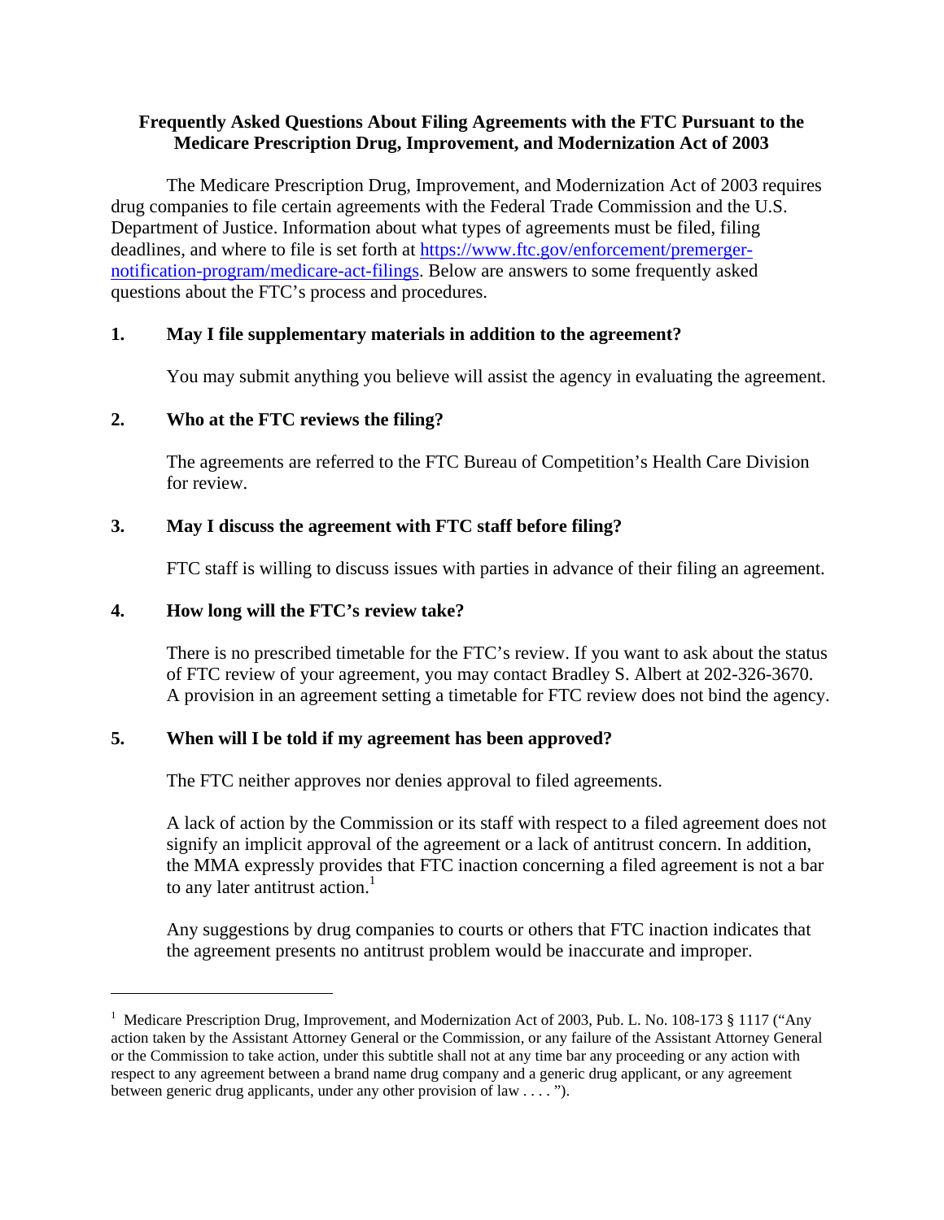# Frequently Asked Questions About Filing Agreements with the FTC Pursuant to the Medicare Prescription Drug, Improvement, and Modernization Act of 2003

The Medicare Prescription Drug, Improvement, and Modernization Act of 2003 requires drug companies to file certain agreements with the Federal Trade Commission and the U.S. Department of Justice. Information about what types of agreements must be filed, filing deadlines, and where to file is set forth at [https://www.ftc.gov/enforcement/premerger-notification-program/medicare-act-filings](https://www.ftc.gov/enforcement/premerger-notification-program/medicare-act-filings). Below are answers to some frequently asked questions about the FTC's process and procedures.

## 1. May I file supplementary materials in addition to the agreement?

You may submit anything you believe will assist the agency in evaluating the agreement.

## 2. Who at the FTC reviews the filing?

The agreements are referred to the FTC Bureau of Competition's Health Care Division for review.

## 3. May I discuss the agreement with FTC staff before filing?

FTC staff is willing to discuss issues with parties in advance of their filing an agreement.

## 4. How long will the FTC's review take?

There is no prescribed timetable for the FTC's review. If you want to ask about the status of FTC review of your agreement, you may contact Bradley S. Albert at 202-326-3670. A provision in an agreement setting a timetable for FTC review does not bind the agency.

## 5. When will I be told if my agreement has been approved?

The FTC neither approves nor denies approval to filed agreements.

A lack of action by the Commission or its staff with respect to a filed agreement does not signify an implicit approval of the agreement or a lack of antitrust concern. In addition, the MMA expressly provides that FTC inaction concerning a filed agreement is not a bar to any later antitrust action.[1]

Any suggestions by drug companies to courts or others that FTC inaction indicates that the agreement presents no antitrust problem would be inaccurate and improper.

---

[1] Medicare Prescription Drug, Improvement, and Modernization Act of 2003, Pub. L. No. 108-173 § 1117 ("Any action taken by the Assistant Attorney General or the Commission, or any failure of the Assistant Attorney General or the Commission to take action, under this subtitle shall not at any time bar any proceeding or any action with respect to any agreement between a brand name drug company and a generic drug applicant, or any agreement between generic drug applicants, under any other provision of law . . . . ").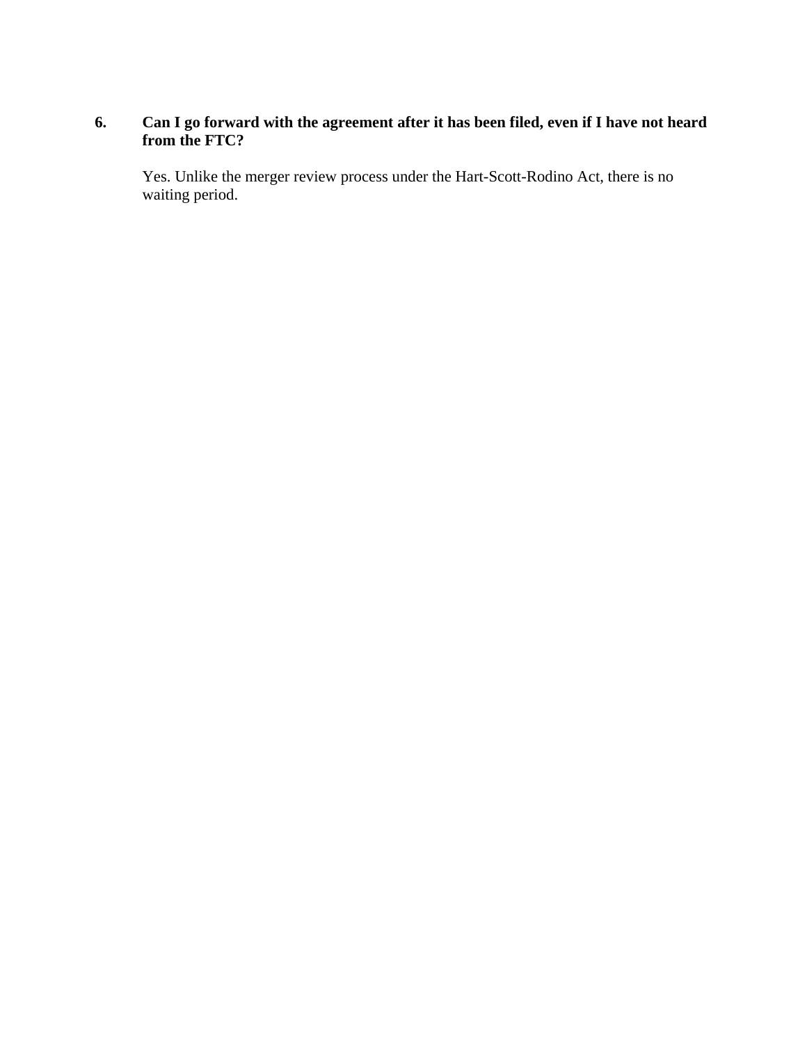**6. Can I go forward with the agreement after it has been filed, even if I have not heard from the FTC?**

Yes. Unlike the merger review process under the Hart-Scott-Rodino Act, there is no waiting period.